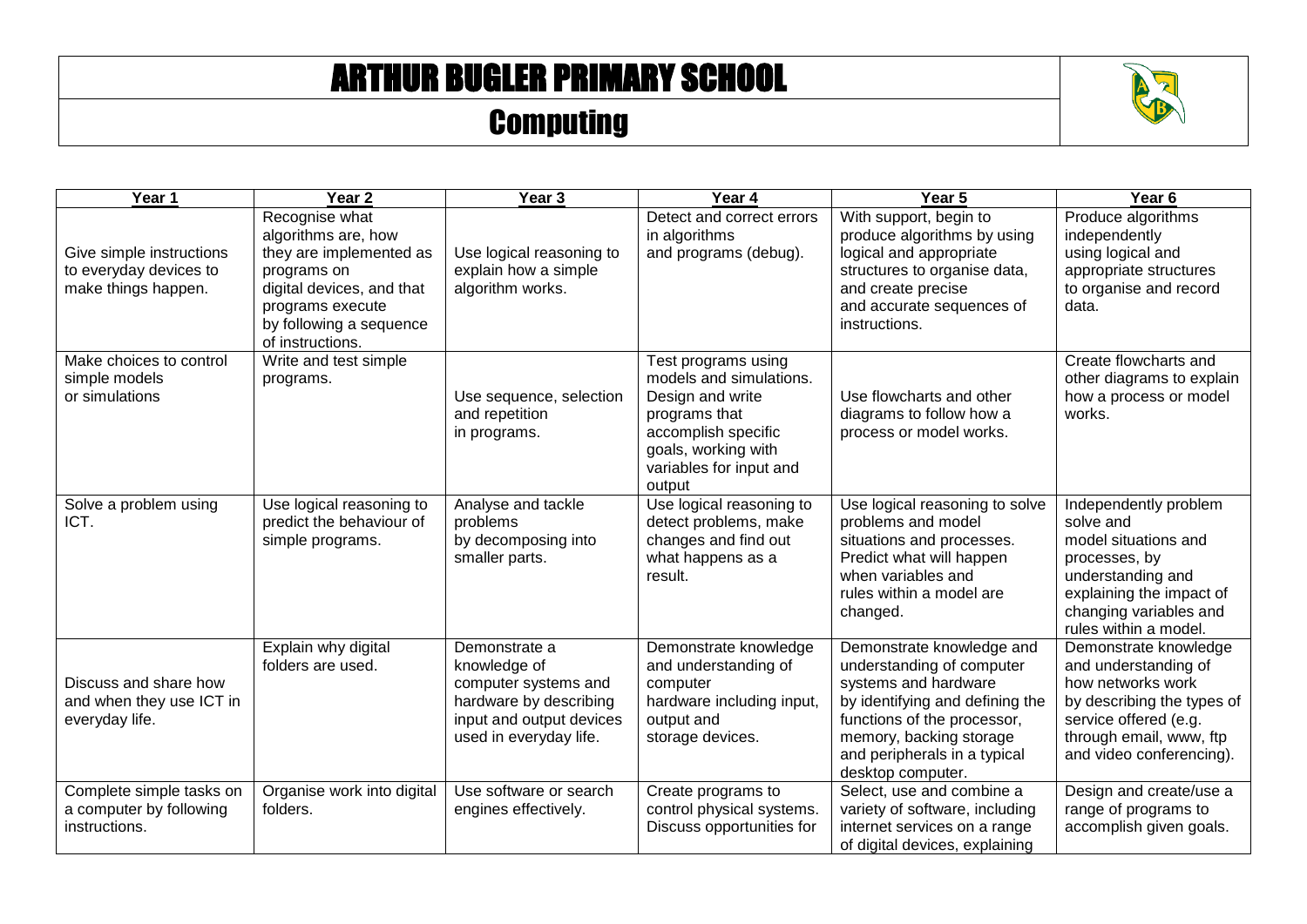# ARTHUR BUGLER PRIMARY SCHOOL

## Computing

| Year 1 | Year 2 | Year 3 | Year 4 | Year 5 | Year 6 |
|---|---|---|---|---|---|
| Give simple instructions to everyday devices to make things happen. | Recognise what algorithms are, how they are implemented as programs on digital devices, and that programs execute by following a sequence of instructions. | Use logical reasoning to explain how a simple algorithm works. | Detect and correct errors in algorithms and programs (debug). | With support, begin to produce algorithms by using logical and appropriate structures to organise data, and create precise and accurate sequences of instructions. | Produce algorithms independently using logical and appropriate structures to organise and record data. |
| Make choices to control simple models or simulations | Write and test simple programs. | Use sequence, selection and repetition in programs. | Test programs using models and simulations. Design and write programs that accomplish specific goals, working with variables for input and output | Use flowcharts and other diagrams to follow how a process or model works. | Create flowcharts and other diagrams to explain how a process or model works. |
| Solve a problem using ICT. | Use logical reasoning to predict the behaviour of simple programs. | Analyse and tackle problems by decomposing into smaller parts. | Use logical reasoning to detect problems, make changes and find out what happens as a result. | Use logical reasoning to solve problems and model situations and processes. Predict what will happen when variables and rules within a model are changed. | Independently problem solve and model situations and processes, by understanding and explaining the impact of changing variables and rules within a model. |
| Discuss and share how and when they use ICT in everyday life. | Explain why digital folders are used. | Demonstrate a knowledge of computer systems and hardware by describing input and output devices used in everyday life. | Demonstrate knowledge and understanding of computer hardware including input, output and storage devices. | Demonstrate knowledge and understanding of computer systems and hardware by identifying and defining the functions of the processor, memory, backing storage and peripherals in a typical desktop computer. | Demonstrate knowledge and understanding of how networks work by describing the types of service offered (e.g. through email, www, ftp and video conferencing). |
| Complete simple tasks on a computer by following instructions. | Organise work into digital folders. | Use software or search engines effectively. | Create programs to control physical systems. Discuss opportunities for | Select, use and combine a variety of software, including internet services on a range of digital devices, explaining | Design and create/use a range of programs to accomplish given goals. |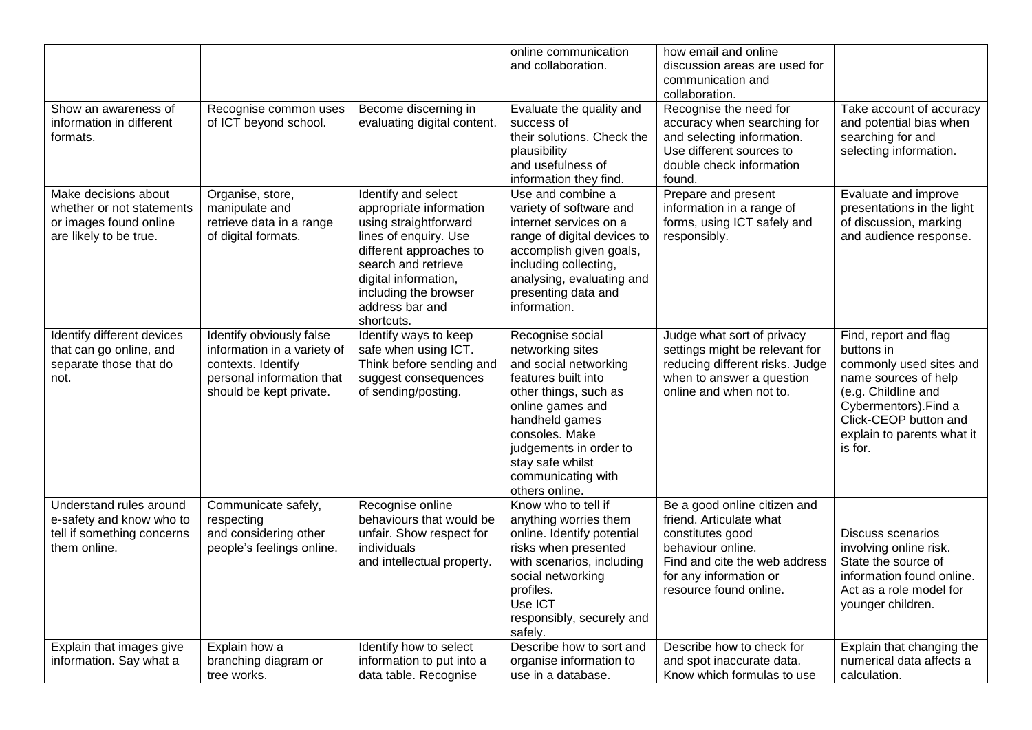| | | | | | |
|---|---|---|---|---|---|
| | | | online communication and collaboration. | how email and online discussion areas are used for communication and collaboration. | |
| Show an awareness of information in different formats. | Recognise common uses of ICT beyond school. | Become discerning in evaluating digital content. | Evaluate the quality and success of their solutions. Check the plausibility and usefulness of information they find. | Recognise the need for accuracy when searching for and selecting information. Use different sources to double check information found. | Take account of accuracy and potential bias when searching for and selecting information. |
| Make decisions about whether or not statements or images found online are likely to be true. | Organise, store, manipulate and retrieve data in a range of digital formats. | Identify and select appropriate information using straightforward lines of enquiry. Use different approaches to search and retrieve digital information, including the browser address bar and shortcuts. | Use and combine a variety of software and internet services on a range of digital devices to accomplish given goals, including collecting, analysing, evaluating and presenting data and information. | Prepare and present information in a range of forms, using ICT safely and responsibly. | Evaluate and improve presentations in the light of discussion, marking and audience response. |
| Identify different devices that can go online, and separate those that do not. | Identify obviously false information in a variety of contexts. Identify personal information that should be kept private. | Identify ways to keep safe when using ICT. Think before sending and suggest consequences of sending/posting. | Recognise social networking sites and social networking features built into other things, such as online games and handheld games consoles. Make judgements in order to stay safe whilst communicating with others online. | Judge what sort of privacy settings might be relevant for reducing different risks. Judge when to answer a question online and when not to. | Find, report and flag buttons in commonly used sites and name sources of help (e.g. Childline and Cybermentors).Find a Click-CEOP button and explain to parents what it is for. |
| Understand rules around e-safety and know who to tell if something concerns them online. | Communicate safely, respecting and considering other people's feelings online. | Recognise online behaviours that would be unfair. Show respect for individuals and intellectual property. | Know who to tell if anything worries them online. Identify potential risks when presented with scenarios, including social networking profiles. Use ICT responsibly, securely and safely. | Be a good online citizen and friend. Articulate what constitutes good behaviour online. Find and cite the web address for any information or resource found online. | Discuss scenarios involving online risk. State the source of information found online. Act as a role model for younger children. |
| Explain that images give information. Say what a | Explain how a branching diagram or tree works. | Identify how to select information to put into a data table. Recognise | Describe how to sort and organise information to use in a database. | Describe how to check for and spot inaccurate data. Know which formulas to use | Explain that changing the numerical data affects a calculation. |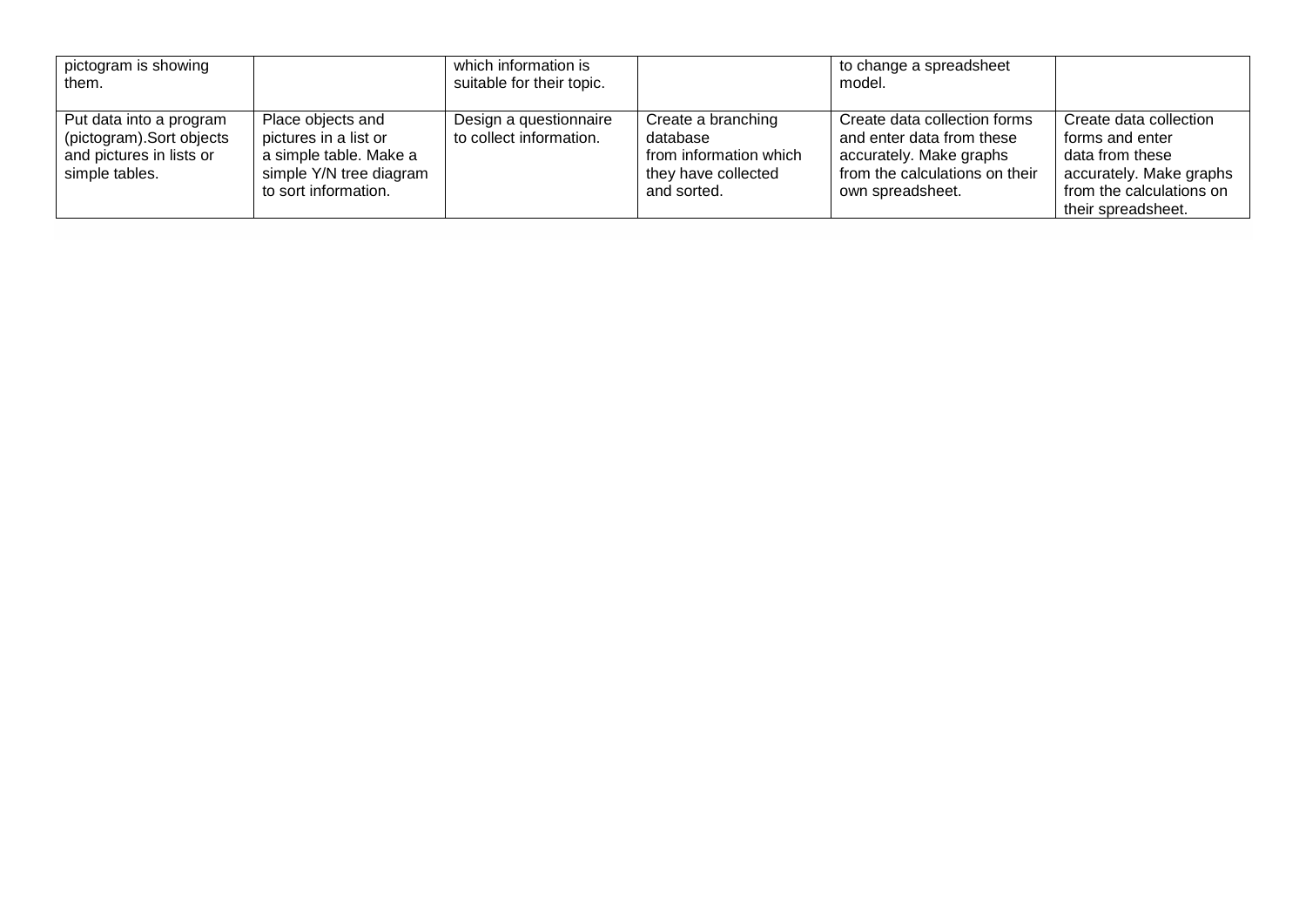| | | | | | |
|---|---|---|---|---|---|
| pictogram is showing them. | | which information is suitable for their topic. | | to change a spreadsheet model. | |
| Put data into a program (pictogram).Sort objects and pictures in lists or simple tables. | Place objects and pictures in a list or a simple table. Make a simple Y/N tree diagram to sort information. | Design a questionnaire to collect information. | Create a branching database from information which they have collected and sorted. | Create data collection forms and enter data from these accurately. Make graphs from the calculations on their own spreadsheet. | Create data collection forms and enter data from these accurately. Make graphs from the calculations on their spreadsheet. |